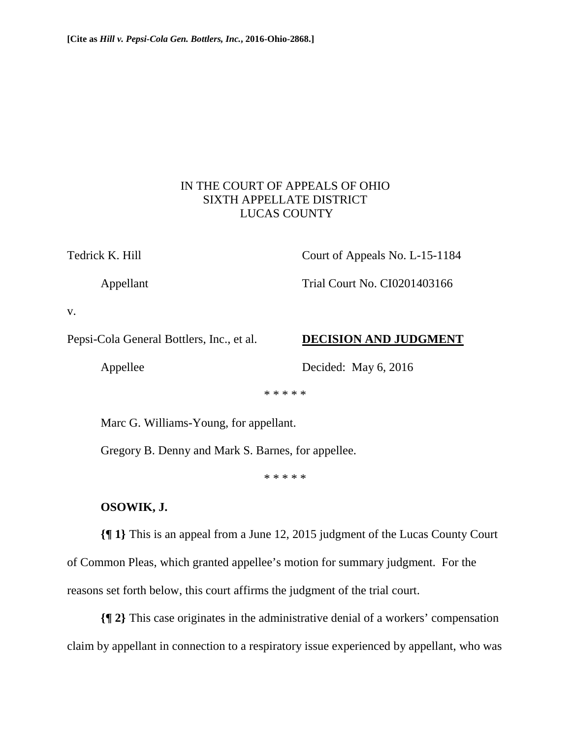**[Cite as *Hill v. Pepsi-Cola Gen. Bottlers, Inc.*, 2016-Ohio-2868.]**

IN THE COURT OF APPEALS OF OHIO
SIXTH APPELLATE DISTRICT
LUCAS COUNTY

Tedrick K. Hill

Appellant

v.

Pepsi-Cola General Bottlers, Inc., et al.

Appellee

Court of Appeals No. L-15-1184

Trial Court No. CI0201403166

**DECISION AND JUDGMENT**

Decided: May 6, 2016

\* \* \* \* \*

Marc G. Williams-Young, for appellant.

Gregory B. Denny and Mark S. Barnes, for appellee.

\* \* \* \* \*

**OSOWIK, J.**

**{¶ 1}** This is an appeal from a June 12, 2015 judgment of the Lucas County Court of Common Pleas, which granted appellee's motion for summary judgment. For the reasons set forth below, this court affirms the judgment of the trial court.

**{¶ 2}** This case originates in the administrative denial of a workers' compensation claim by appellant in connection to a respiratory issue experienced by appellant, who was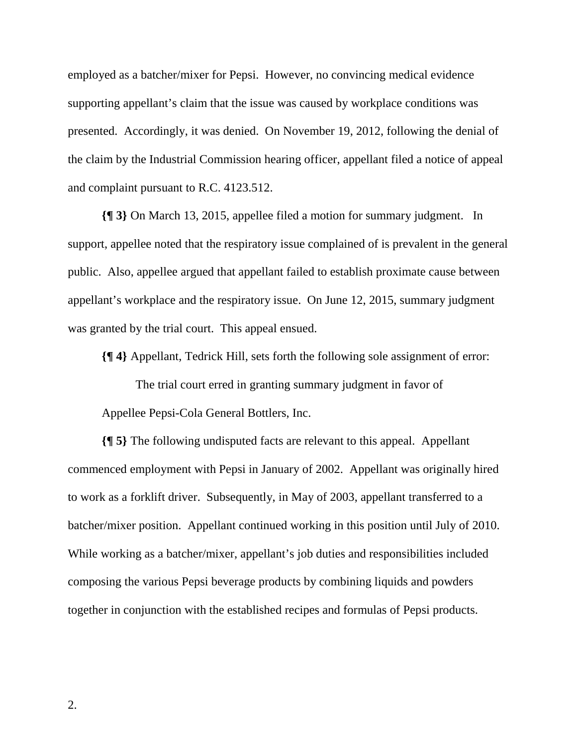employed as a batcher/mixer for Pepsi. However, no convincing medical evidence supporting appellant's claim that the issue was caused by workplace conditions was presented. Accordingly, it was denied. On November 19, 2012, following the denial of the claim by the Industrial Commission hearing officer, appellant filed a notice of appeal and complaint pursuant to R.C. 4123.512.

**{¶ 3}** On March 13, 2015, appellee filed a motion for summary judgment. In support, appellee noted that the respiratory issue complained of is prevalent in the general public. Also, appellee argued that appellant failed to establish proximate cause between appellant's workplace and the respiratory issue. On June 12, 2015, summary judgment was granted by the trial court. This appeal ensued.

**{¶ 4}** Appellant, Tedrick Hill, sets forth the following sole assignment of error:

> The trial court erred in granting summary judgment in favor of Appellee Pepsi-Cola General Bottlers, Inc.

**{¶ 5}** The following undisputed facts are relevant to this appeal. Appellant commenced employment with Pepsi in January of 2002. Appellant was originally hired to work as a forklift driver. Subsequently, in May of 2003, appellant transferred to a batcher/mixer position. Appellant continued working in this position until July of 2010. While working as a batcher/mixer, appellant's job duties and responsibilities included composing the various Pepsi beverage products by combining liquids and powders together in conjunction with the established recipes and formulas of Pepsi products.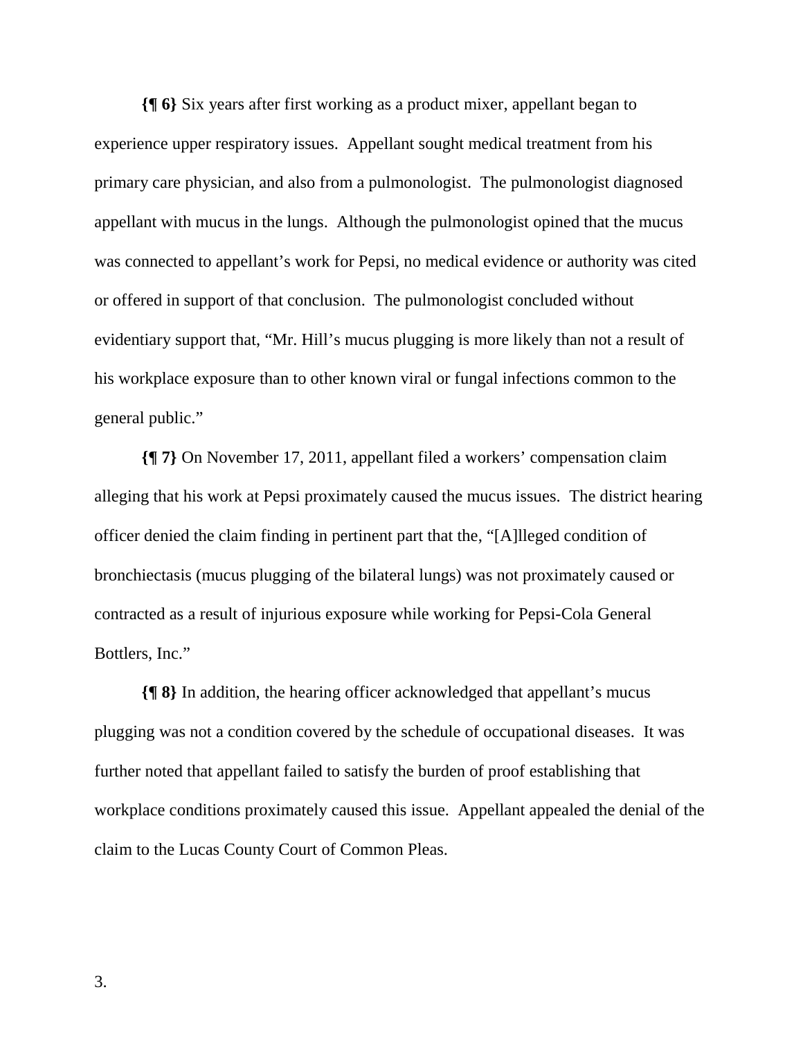**{¶ 6}** Six years after first working as a product mixer, appellant began to experience upper respiratory issues. Appellant sought medical treatment from his primary care physician, and also from a pulmonologist. The pulmonologist diagnosed appellant with mucus in the lungs. Although the pulmonologist opined that the mucus was connected to appellant's work for Pepsi, no medical evidence or authority was cited or offered in support of that conclusion. The pulmonologist concluded without evidentiary support that, "Mr. Hill's mucus plugging is more likely than not a result of his workplace exposure than to other known viral or fungal infections common to the general public."

**{¶ 7}** On November 17, 2011, appellant filed a workers' compensation claim alleging that his work at Pepsi proximately caused the mucus issues. The district hearing officer denied the claim finding in pertinent part that the, "[A]lleged condition of bronchiectasis (mucus plugging of the bilateral lungs) was not proximately caused or contracted as a result of injurious exposure while working for Pepsi-Cola General Bottlers, Inc."

**{¶ 8}** In addition, the hearing officer acknowledged that appellant's mucus plugging was not a condition covered by the schedule of occupational diseases. It was further noted that appellant failed to satisfy the burden of proof establishing that workplace conditions proximately caused this issue. Appellant appealed the denial of the claim to the Lucas County Court of Common Pleas.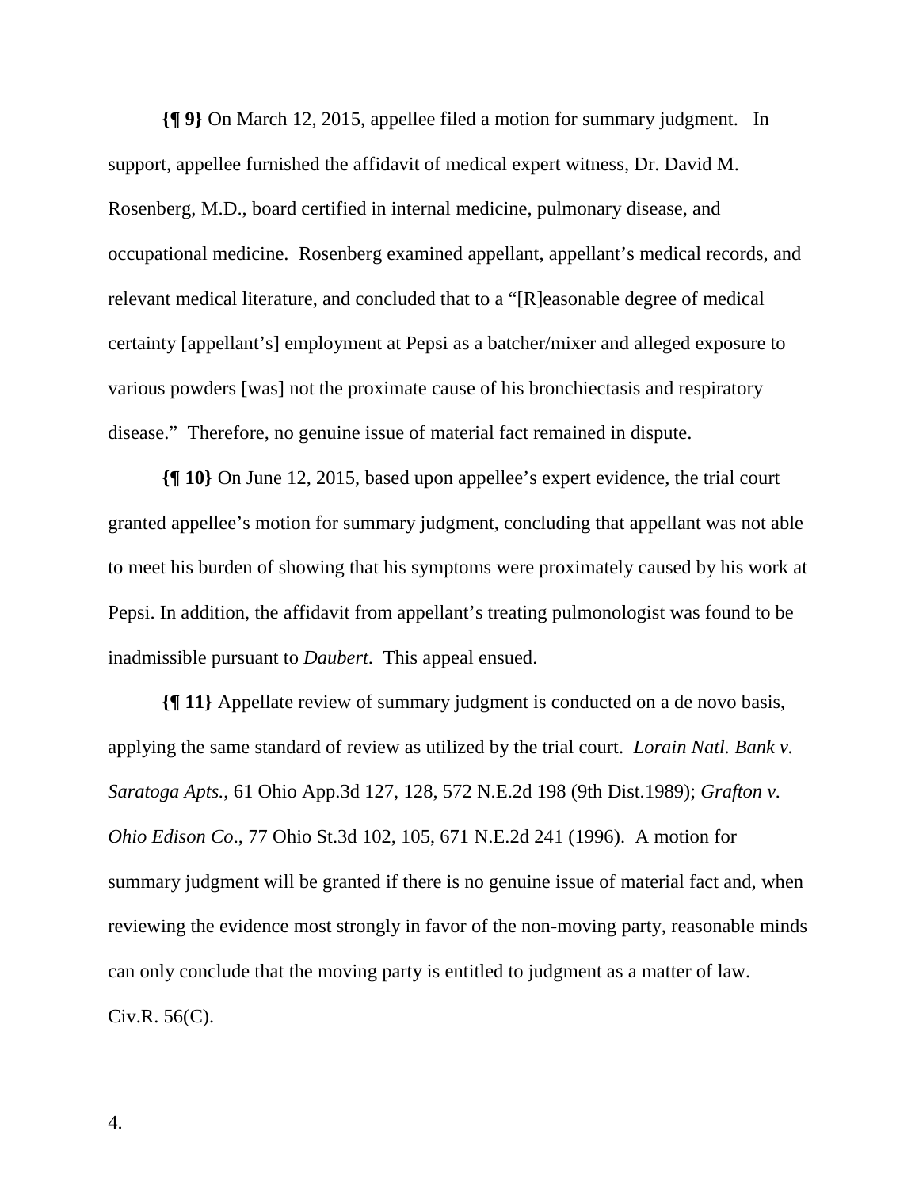**{¶ 9}** On March 12, 2015, appellee filed a motion for summary judgment. In support, appellee furnished the affidavit of medical expert witness, Dr. David M. Rosenberg, M.D., board certified in internal medicine, pulmonary disease, and occupational medicine. Rosenberg examined appellant, appellant's medical records, and relevant medical literature, and concluded that to a "[R]easonable degree of medical certainty [appellant's] employment at Pepsi as a batcher/mixer and alleged exposure to various powders [was] not the proximate cause of his bronchiectasis and respiratory disease." Therefore, no genuine issue of material fact remained in dispute.

**{¶ 10}** On June 12, 2015, based upon appellee's expert evidence, the trial court granted appellee's motion for summary judgment, concluding that appellant was not able to meet his burden of showing that his symptoms were proximately caused by his work at Pepsi. In addition, the affidavit from appellant's treating pulmonologist was found to be inadmissible pursuant to *Daubert*. This appeal ensued.

**{¶ 11}** Appellate review of summary judgment is conducted on a de novo basis, applying the same standard of review as utilized by the trial court. *Lorain Natl. Bank v. Saratoga Apts.*, 61 Ohio App.3d 127, 128, 572 N.E.2d 198 (9th Dist.1989); *Grafton v. Ohio Edison Co.*, 77 Ohio St.3d 102, 105, 671 N.E.2d 241 (1996). A motion for summary judgment will be granted if there is no genuine issue of material fact and, when reviewing the evidence most strongly in favor of the non-moving party, reasonable minds can only conclude that the moving party is entitled to judgment as a matter of law. Civ.R. 56(C).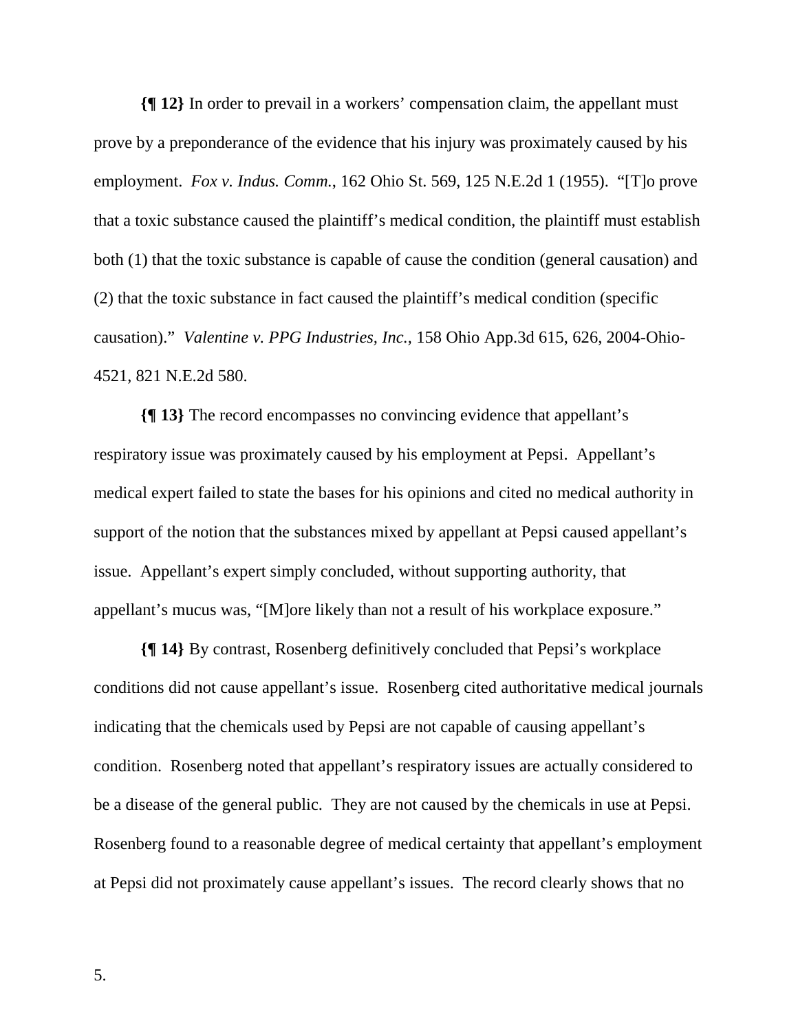**{¶ 12}** In order to prevail in a workers' compensation claim, the appellant must prove by a preponderance of the evidence that his injury was proximately caused by his employment. *Fox v. Indus. Comm.*, 162 Ohio St. 569, 125 N.E.2d 1 (1955). "[T]o prove that a toxic substance caused the plaintiff's medical condition, the plaintiff must establish both (1) that the toxic substance is capable of cause the condition (general causation) and (2) that the toxic substance in fact caused the plaintiff's medical condition (specific causation)." *Valentine v. PPG Industries, Inc.*, 158 Ohio App.3d 615, 626, 2004-Ohio-4521, 821 N.E.2d 580.

**{¶ 13}** The record encompasses no convincing evidence that appellant's respiratory issue was proximately caused by his employment at Pepsi. Appellant's medical expert failed to state the bases for his opinions and cited no medical authority in support of the notion that the substances mixed by appellant at Pepsi caused appellant's issue. Appellant's expert simply concluded, without supporting authority, that appellant's mucus was, "[M]ore likely than not a result of his workplace exposure."

**{¶ 14}** By contrast, Rosenberg definitively concluded that Pepsi's workplace conditions did not cause appellant's issue. Rosenberg cited authoritative medical journals indicating that the chemicals used by Pepsi are not capable of causing appellant's condition. Rosenberg noted that appellant's respiratory issues are actually considered to be a disease of the general public. They are not caused by the chemicals in use at Pepsi. Rosenberg found to a reasonable degree of medical certainty that appellant's employment at Pepsi did not proximately cause appellant's issues. The record clearly shows that no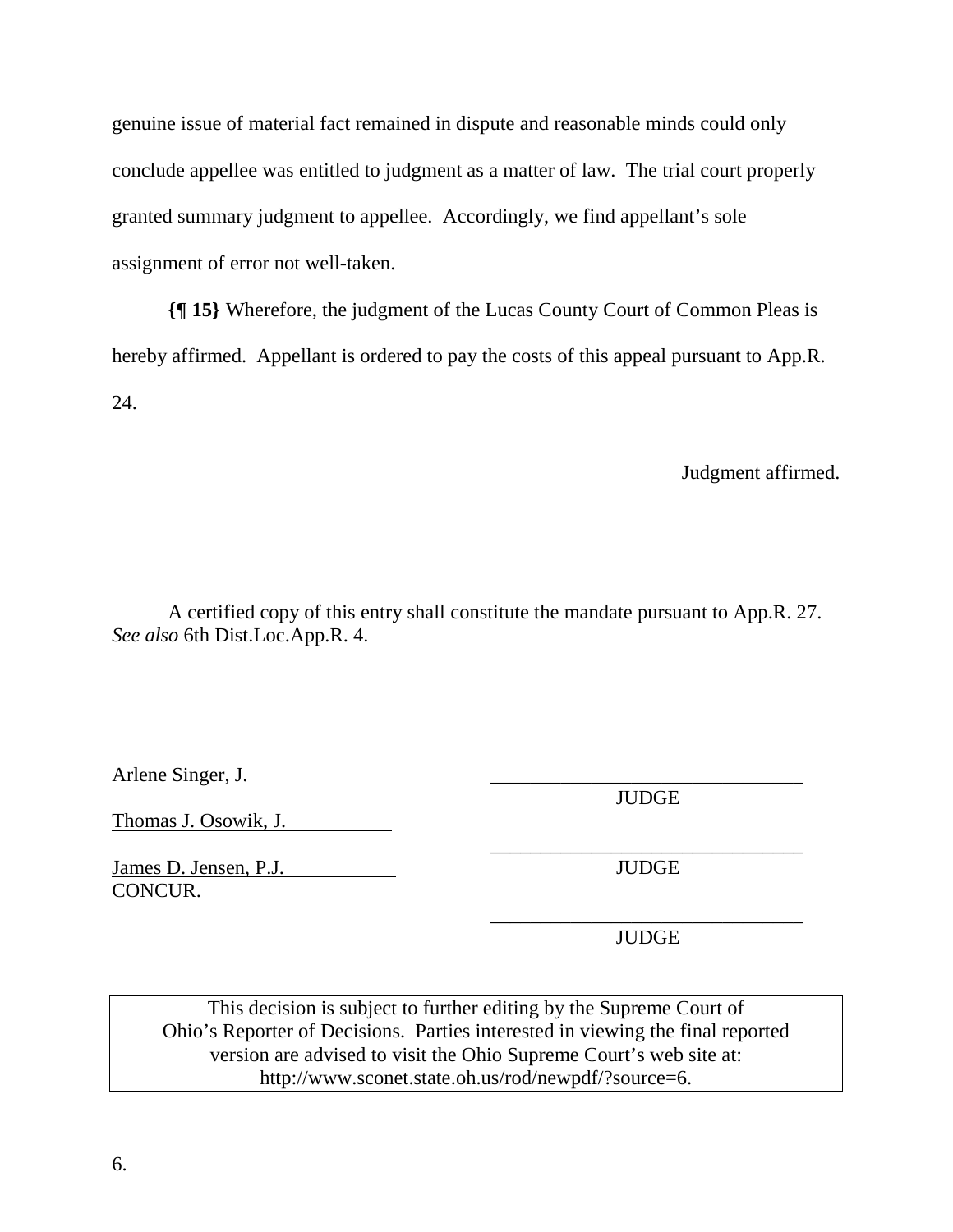genuine issue of material fact remained in dispute and reasonable minds could only conclude appellee was entitled to judgment as a matter of law. The trial court properly granted summary judgment to appellee. Accordingly, we find appellant's sole assignment of error not well-taken.

**{¶ 15}** Wherefore, the judgment of the Lucas County Court of Common Pleas is hereby affirmed. Appellant is ordered to pay the costs of this appeal pursuant to App.R. 24.

Judgment affirmed.

A certified copy of this entry shall constitute the mandate pursuant to App.R. 27. *See also* 6th Dist.Loc.App.R. 4.

Arlene Singer, J. _______________________________
JUDGE

Thomas J. Osowik, J. _______________________________
JUDGE

James D. Jensen, P.J. _______________________________
CONCUR. JUDGE

This decision is subject to further editing by the Supreme Court of Ohio's Reporter of Decisions. Parties interested in viewing the final reported version are advised to visit the Ohio Supreme Court's web site at: http://www.sconet.state.oh.us/rod/newpdf/?source=6.